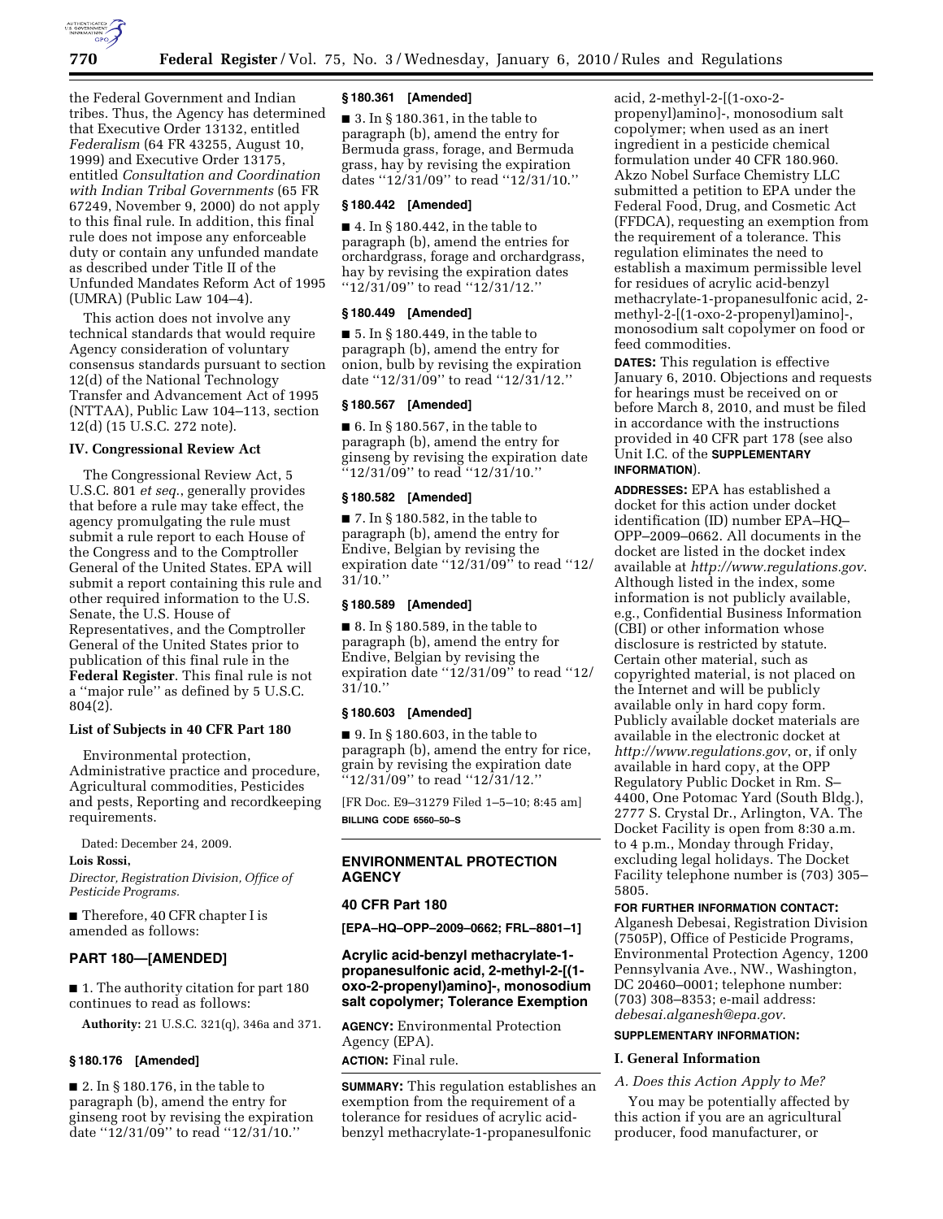the Federal Government and Indian tribes. Thus, the Agency has determined that Executive Order 13132, entitled *Federalism* (64 FR 43255, August 10, 1999) and Executive Order 13175, entitled *Consultation and Coordination with Indian Tribal Governments* (65 FR 67249, November 9, 2000) do not apply to this final rule. In addition, this final rule does not impose any enforceable duty or contain any unfunded mandate as described under Title II of the Unfunded Mandates Reform Act of 1995 (UMRA) (Public Law 104–4).

This action does not involve any technical standards that would require Agency consideration of voluntary consensus standards pursuant to section 12(d) of the National Technology Transfer and Advancement Act of 1995 (NTTAA), Public Law 104–113, section 12(d) (15 U.S.C. 272 note).

### IV. Congressional Review Act

The Congressional Review Act, 5 U.S.C. 801 *et seq.*, generally provides that before a rule may take effect, the agency promulgating the rule must submit a rule report to each House of the Congress and to the Comptroller General of the United States. EPA will submit a report containing this rule and other required information to the U.S. Senate, the U.S. House of Representatives, and the Comptroller General of the United States prior to publication of this final rule in the **Federal Register**. This final rule is not a ''major rule'' as defined by 5 U.S.C. 804(2).

### List of Subjects in 40 CFR Part 180

Environmental protection, Administrative practice and procedure, Agricultural commodities, Pesticides and pests, Reporting and recordkeeping requirements.

Dated: December 24, 2009.

**Lois Rossi,**

*Director, Registration Division, Office of Pesticide Programs.*

■ Therefore, 40 CFR chapter I is amended as follows:

## PART 180—[AMENDED]

■ 1. The authority citation for part 180 continues to read as follows:

**Authority:** 21 U.S.C. 321(q), 346a and 371.

### § 180.176 [Amended]

■ 2. In § 180.176, in the table to paragraph (b), amend the entry for ginseng root by revising the expiration date ''12/31/09'' to read ''12/31/10.''

### § 180.361 [Amended]

■ 3. In § 180.361, in the table to paragraph (b), amend the entry for Bermuda grass, forage, and Bermuda grass, hay by revising the expiration dates ''12/31/09'' to read ''12/31/10.''

### § 180.442 [Amended]

■ 4. In § 180.442, in the table to paragraph (b), amend the entries for orchardgrass, forage and orchardgrass, hay by revising the expiration dates ''12/31/09'' to read ''12/31/12.''

### § 180.449 [Amended]

■ 5. In § 180.449, in the table to paragraph (b), amend the entry for onion, bulb by revising the expiration date ''12/31/09'' to read ''12/31/12.''

### § 180.567 [Amended]

■ 6. In § 180.567, in the table to paragraph (b), amend the entry for ginseng by revising the expiration date ''12/31/09'' to read ''12/31/10.''

### § 180.582 [Amended]

■ 7. In § 180.582, in the table to paragraph (b), amend the entry for Endive, Belgian by revising the expiration date ''12/31/09'' to read ''12/31/10.''

### § 180.589 [Amended]

■ 8. In § 180.589, in the table to paragraph (b), amend the entry for Endive, Belgian by revising the expiration date ''12/31/09'' to read ''12/31/10.''

### § 180.603 [Amended]

■ 9. In § 180.603, in the table to paragraph (b), amend the entry for rice, grain by revising the expiration date ''12/31/09'' to read ''12/31/12.''

[FR Doc. E9–31279 Filed 1–5–10; 8:45 am]

**BILLING CODE 6560–50–S**

---

## ENVIRONMENTAL PROTECTION AGENCY

### 40 CFR Part 180

**[EPA–HQ–OPP–2009–0662; FRL–8801–1]**

## Acrylic acid-benzyl methacrylate-1-propanesulfonic acid, 2-methyl-2-[(1-oxo-2-propenyl)amino]-, monosodium salt copolymer; Tolerance Exemption

**AGENCY:** Environmental Protection Agency (EPA).

**ACTION:** Final rule.

**SUMMARY:** This regulation establishes an exemption from the requirement of a tolerance for residues of acrylic acid-benzyl methacrylate-1-propanesulfonic acid, 2-methyl-2-[(1-oxo-2-propenyl)amino]-, monosodium salt copolymer; when used as an inert ingredient in a pesticide chemical formulation under 40 CFR 180.960. Akzo Nobel Surface Chemistry LLC submitted a petition to EPA under the Federal Food, Drug, and Cosmetic Act (FFDCA), requesting an exemption from the requirement of a tolerance. This regulation eliminates the need to establish a maximum permissible level for residues of acrylic acid-benzyl methacrylate-1-propanesulfonic acid, 2-methyl-2-[(1-oxo-2-propenyl)amino]-, monosodium salt copolymer on food or feed commodities.

**DATES:** This regulation is effective January 6, 2010. Objections and requests for hearings must be received on or before March 8, 2010, and must be filed in accordance with the instructions provided in 40 CFR part 178 (see also Unit I.C. of the **SUPPLEMENTARY INFORMATION**).

**ADDRESSES:** EPA has established a docket for this action under docket identification (ID) number EPA–HQ–OPP–2009–0662. All documents in the docket are listed in the docket index available at *http://www.regulations.gov*. Although listed in the index, some information is not publicly available, e.g., Confidential Business Information (CBI) or other information whose disclosure is restricted by statute. Certain other material, such as copyrighted material, is not placed on the Internet and will be publicly available only in hard copy form. Publicly available docket materials are available in the electronic docket at *http://www.regulations.gov*, or, if only available in hard copy, at the OPP Regulatory Public Docket in Rm. S–4400, One Potomac Yard (South Bldg.), 2777 S. Crystal Dr., Arlington, VA. The Docket Facility is open from 8:30 a.m. to 4 p.m., Monday through Friday, excluding legal holidays. The Docket Facility telephone number is (703) 305–5805.

**FOR FURTHER INFORMATION CONTACT:** Alganesh Debesai, Registration Division (7505P), Office of Pesticide Programs, Environmental Protection Agency, 1200 Pennsylvania Ave., NW., Washington, DC 20460–0001; telephone number: (703) 308–8353; e-mail address: *debesai.alganesh@epa.gov*.

**SUPPLEMENTARY INFORMATION:**

### I. General Information

*A. Does this Action Apply to Me?*

You may be potentially affected by this action if you are an agricultural producer, food manufacturer, or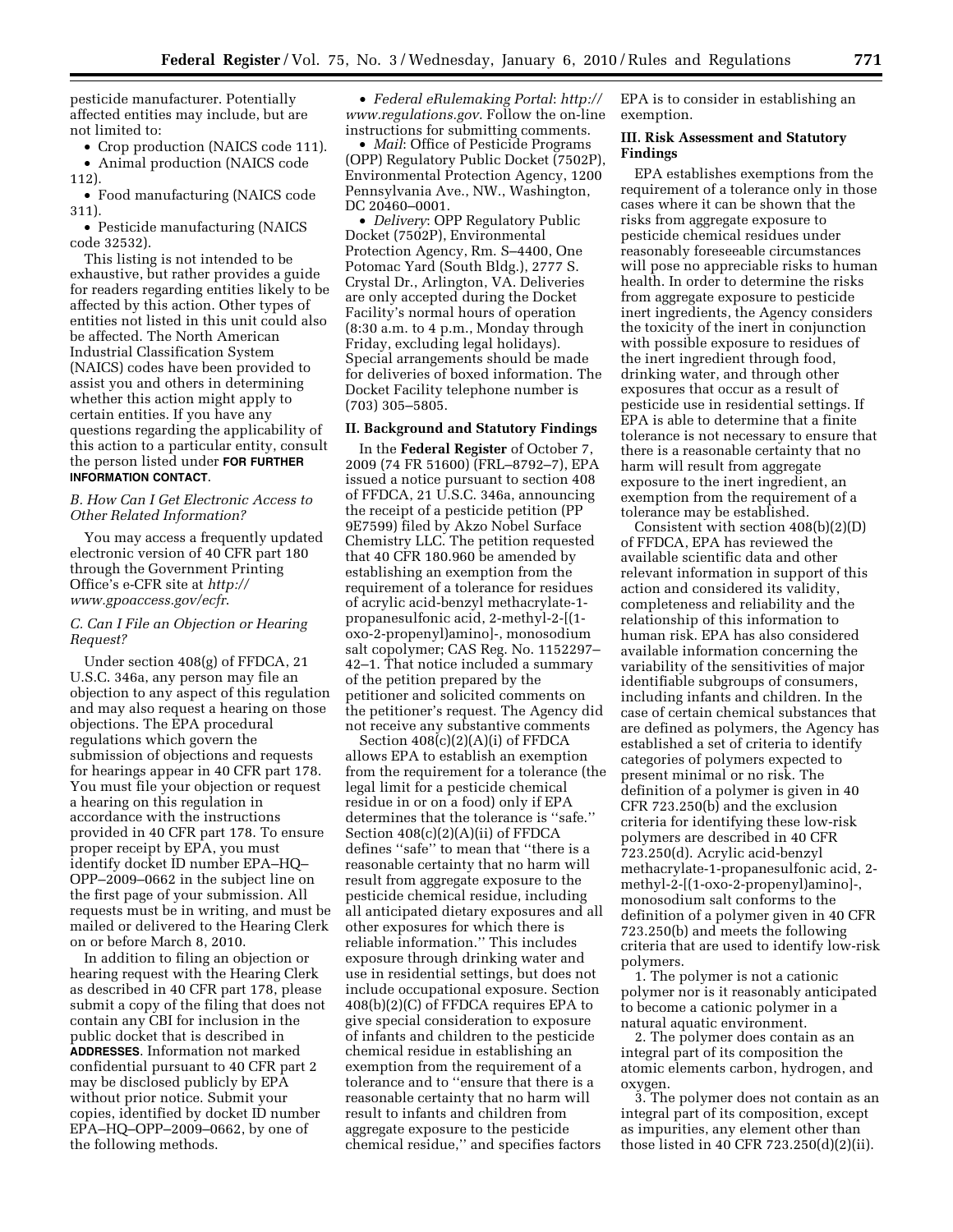pesticide manufacturer. Potentially affected entities may include, but are not limited to:

- Crop production (NAICS code 111).
- Animal production (NAICS code 112).
- Food manufacturing (NAICS code 311).
- Pesticide manufacturing (NAICS code 32532).

This listing is not intended to be exhaustive, but rather provides a guide for readers regarding entities likely to be affected by this action. Other types of entities not listed in this unit could also be affected. The North American Industrial Classification System (NAICS) codes have been provided to assist you and others in determining whether this action might apply to certain entities. If you have any questions regarding the applicability of this action to a particular entity, consult the person listed under **FOR FURTHER INFORMATION CONTACT**.

### *B. How Can I Get Electronic Access to Other Related Information?*

You may access a frequently updated electronic version of 40 CFR part 180 through the Government Printing Office's e-CFR site at *http://www.gpoaccess.gov/ecfr*.

### *C. Can I File an Objection or Hearing Request?*

Under section 408(g) of FFDCA, 21 U.S.C. 346a, any person may file an objection to any aspect of this regulation and may also request a hearing on those objections. The EPA procedural regulations which govern the submission of objections and requests for hearings appear in 40 CFR part 178. You must file your objection or request a hearing on this regulation in accordance with the instructions provided in 40 CFR part 178. To ensure proper receipt by EPA, you must identify docket ID number EPA–HQ–OPP–2009–0662 in the subject line on the first page of your submission. All requests must be in writing, and must be mailed or delivered to the Hearing Clerk on or before March 8, 2010.

In addition to filing an objection or hearing request with the Hearing Clerk as described in 40 CFR part 178, please submit a copy of the filing that does not contain any CBI for inclusion in the public docket that is described in **ADDRESSES**. Information not marked confidential pursuant to 40 CFR part 2 may be disclosed publicly by EPA without prior notice. Submit your copies, identified by docket ID number EPA–HQ–OPP–2009–0662, by one of the following methods.

- *Federal eRulemaking Portal*: *http://www.regulations.gov*. Follow the on-line instructions for submitting comments.
- *Mail*: Office of Pesticide Programs (OPP) Regulatory Public Docket (7502P), Environmental Protection Agency, 1200 Pennsylvania Ave., NW., Washington, DC 20460–0001.
- *Delivery*: OPP Regulatory Public Docket (7502P), Environmental Protection Agency, Rm. S–4400, One Potomac Yard (South Bldg.), 2777 S. Crystal Dr., Arlington, VA. Deliveries are only accepted during the Docket Facility's normal hours of operation (8:30 a.m. to 4 p.m., Monday through Friday, excluding legal holidays). Special arrangements should be made for deliveries of boxed information. The Docket Facility telephone number is (703) 305–5805.

## II. Background and Statutory Findings

In the **Federal Register** of October 7, 2009 (74 FR 51600) (FRL–8792–7), EPA issued a notice pursuant to section 408 of FFDCA, 21 U.S.C. 346a, announcing the receipt of a pesticide petition (PP 9E7599) filed by Akzo Nobel Surface Chemistry LLC. The petition requested that 40 CFR 180.960 be amended by establishing an exemption from the requirement of a tolerance for residues of acrylic acid-benzyl methacrylate-1-propanesulfonic acid, 2-methyl-2-[(1-oxo-2-propenyl)amino]-, monosodium salt copolymer; CAS Reg. No. 1152297–42–1. That notice included a summary of the petition prepared by the petitioner and solicited comments on the petitioner's request. The Agency did not receive any substantive comments

Section 408(c)(2)(A)(i) of FFDCA allows EPA to establish an exemption from the requirement for a tolerance (the legal limit for a pesticide chemical residue in or on a food) only if EPA determines that the tolerance is "safe." Section 408(c)(2)(A)(ii) of FFDCA defines "safe" to mean that "there is a reasonable certainty that no harm will result from aggregate exposure to the pesticide chemical residue, including all anticipated dietary exposures and all other exposures for which there is reliable information." This includes exposure through drinking water and use in residential settings, but does not include occupational exposure. Section 408(b)(2)(C) of FFDCA requires EPA to give special consideration to exposure of infants and children to the pesticide chemical residue in establishing an exemption from the requirement of a tolerance and to "ensure that there is a reasonable certainty that no harm will result to infants and children from aggregate exposure to the pesticide chemical residue," and specifies factors EPA is to consider in establishing an exemption.

## III. Risk Assessment and Statutory Findings

EPA establishes exemptions from the requirement of a tolerance only in those cases where it can be shown that the risks from aggregate exposure to pesticide chemical residues under reasonably foreseeable circumstances will pose no appreciable risks to human health. In order to determine the risks from aggregate exposure to pesticide inert ingredients, the Agency considers the toxicity of the inert in conjunction with possible exposure to residues of the inert ingredient through food, drinking water, and through other exposures that occur as a result of pesticide use in residential settings. If EPA is able to determine that a finite tolerance is not necessary to ensure that there is a reasonable certainty that no harm will result from aggregate exposure to the inert ingredient, an exemption from the requirement of a tolerance may be established.

Consistent with section 408(b)(2)(D) of FFDCA, EPA has reviewed the available scientific data and other relevant information in support of this action and considered its validity, completeness and reliability and the relationship of this information to human risk. EPA has also considered available information concerning the variability of the sensitivities of major identifiable subgroups of consumers, including infants and children. In the case of certain chemical substances that are defined as polymers, the Agency has established a set of criteria to identify categories of polymers expected to present minimal or no risk. The definition of a polymer is given in 40 CFR 723.250(b) and the exclusion criteria for identifying these low-risk polymers are described in 40 CFR 723.250(d). Acrylic acid-benzyl methacrylate-1-propanesulfonic acid, 2-methyl-2-[(1-oxo-2-propenyl)amino]-, monosodium salt conforms to the definition of a polymer given in 40 CFR 723.250(b) and meets the following criteria that are used to identify low-risk polymers.

1. The polymer is not a cationic polymer nor is it reasonably anticipated to become a cationic polymer in a natural aquatic environment.
2. The polymer does contain as an integral part of its composition the atomic elements carbon, hydrogen, and oxygen.
3. The polymer does not contain as an integral part of its composition, except as impurities, any element other than those listed in 40 CFR 723.250(d)(2)(ii).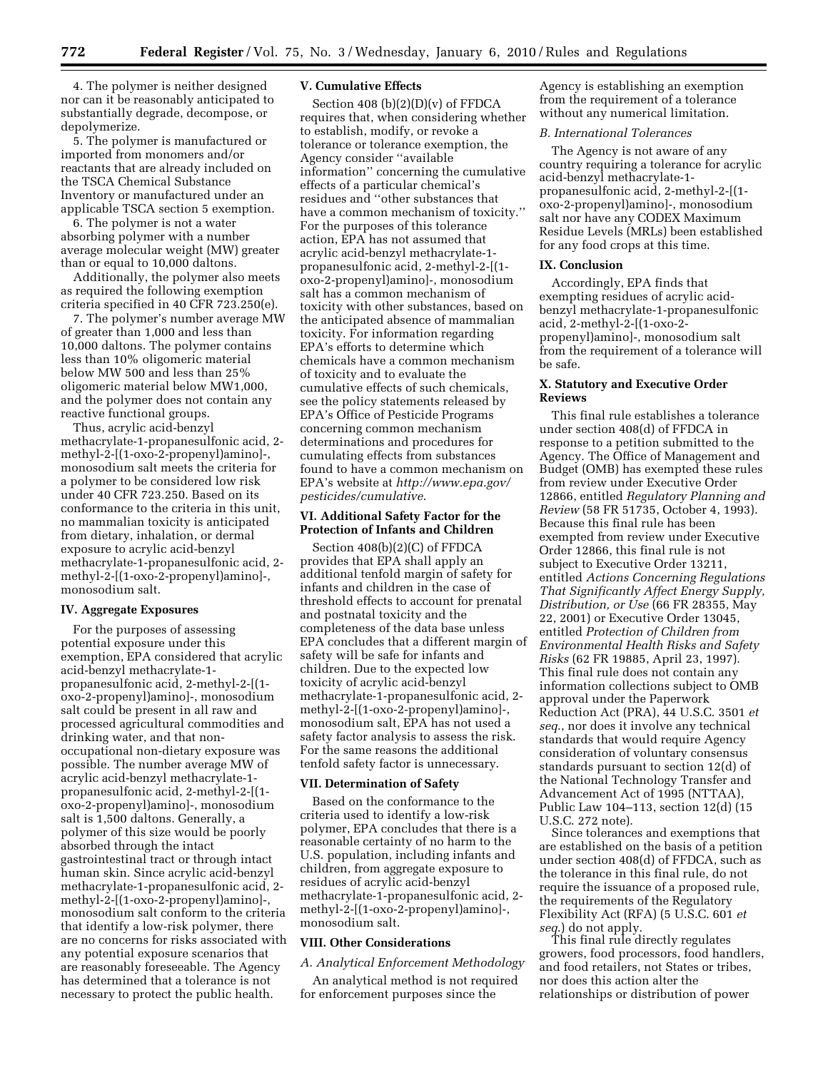4. The polymer is neither designed nor can it be reasonably anticipated to substantially degrade, decompose, or depolymerize.

5. The polymer is manufactured or imported from monomers and/or reactants that are already included on the TSCA Chemical Substance Inventory or manufactured under an applicable TSCA section 5 exemption.

6. The polymer is not a water absorbing polymer with a number average molecular weight (MW) greater than or equal to 10,000 daltons.

Additionally, the polymer also meets as required the following exemption criteria specified in 40 CFR 723.250(e).

7. The polymer's number average MW of greater than 1,000 and less than 10,000 daltons. The polymer contains less than 10% oligomeric material below MW 500 and less than 25% oligomeric material below MW1,000, and the polymer does not contain any reactive functional groups.

Thus, acrylic acid-benzyl methacrylate-1-propanesulfonic acid, 2-methyl-2-[(1-oxo-2-propenyl)amino]-, monosodium salt meets the criteria for a polymer to be considered low risk under 40 CFR 723.250. Based on its conformance to the criteria in this unit, no mammalian toxicity is anticipated from dietary, inhalation, or dermal exposure to acrylic acid-benzyl methacrylate-1-propanesulfonic acid, 2-methyl-2-[(1-oxo-2-propenyl)amino]-, monosodium salt.

## IV. Aggregate Exposures

For the purposes of assessing potential exposure under this exemption, EPA considered that acrylic acid-benzyl methacrylate-1-propanesulfonic acid, 2-methyl-2-[(1-oxo-2-propenyl)amino]-, monosodium salt could be present in all raw and processed agricultural commodities and drinking water, and that non-occupational non-dietary exposure was possible. The number average MW of acrylic acid-benzyl methacrylate-1-propanesulfonic acid, 2-methyl-2-[(1-oxo-2-propenyl)amino]-, monosodium salt is 1,500 daltons. Generally, a polymer of this size would be poorly absorbed through the intact gastrointestinal tract or through intact human skin. Since acrylic acid-benzyl methacrylate-1-propanesulfonic acid, 2-methyl-2-[(1-oxo-2-propenyl)amino]-, monosodium salt conform to the criteria that identify a low-risk polymer, there are no concerns for risks associated with any potential exposure scenarios that are reasonably foreseeable. The Agency has determined that a tolerance is not necessary to protect the public health.

## V. Cumulative Effects

Section 408 (b)(2)(D)(v) of FFDCA requires that, when considering whether to establish, modify, or revoke a tolerance or tolerance exemption, the Agency consider "available information" concerning the cumulative effects of a particular chemical's residues and "other substances that have a common mechanism of toxicity." For the purposes of this tolerance action, EPA has not assumed that acrylic acid-benzyl methacrylate-1-propanesulfonic acid, 2-methyl-2-[(1-oxo-2-propenyl)amino]-, monosodium salt has a common mechanism of toxicity with other substances, based on the anticipated absence of mammalian toxicity. For information regarding EPA's efforts to determine which chemicals have a common mechanism of toxicity and to evaluate the cumulative effects of such chemicals, see the policy statements released by EPA's Office of Pesticide Programs concerning common mechanism determinations and procedures for cumulating effects from substances found to have a common mechanism on EPA's website at *http://www.epa.gov/pesticides/cumulative*.

## VI. Additional Safety Factor for the Protection of Infants and Children

Section 408(b)(2)(C) of FFDCA provides that EPA shall apply an additional tenfold margin of safety for infants and children in the case of threshold effects to account for prenatal and postnatal toxicity and the completeness of the data base unless EPA concludes that a different margin of safety will be safe for infants and children. Due to the expected low toxicity of acrylic acid-benzyl methacrylate-1-propanesulfonic acid, 2-methyl-2-[(1-oxo-2-propenyl)amino]-, monosodium salt, EPA has not used a safety factor analysis to assess the risk. For the same reasons the additional tenfold safety factor is unnecessary.

## VII. Determination of Safety

Based on the conformance to the criteria used to identify a low-risk polymer, EPA concludes that there is a reasonable certainty of no harm to the U.S. population, including infants and children, from aggregate exposure to residues of acrylic acid-benzyl methacrylate-1-propanesulfonic acid, 2-methyl-2-[(1-oxo-2-propenyl)amino]-, monosodium salt.

## VIII. Other Considerations

### *A. Analytical Enforcement Methodology*

An analytical method is not required for enforcement purposes since the Agency is establishing an exemption from the requirement of a tolerance without any numerical limitation.

### *B. International Tolerances*

The Agency is not aware of any country requiring a tolerance for acrylic acid-benzyl methacrylate-1-propanesulfonic acid, 2-methyl-2-[(1-oxo-2-propenyl)amino]-, monosodium salt nor have any CODEX Maximum Residue Levels (MRLs) been established for any food crops at this time.

## IX. Conclusion

Accordingly, EPA finds that exempting residues of acrylic acid-benzyl methacrylate-1-propanesulfonic acid, 2-methyl-2-[(1-oxo-2-propenyl)amino]-, monosodium salt from the requirement of a tolerance will be safe.

## X. Statutory and Executive Order Reviews

This final rule establishes a tolerance under section 408(d) of FFDCA in response to a petition submitted to the Agency. The Office of Management and Budget (OMB) has exempted these rules from review under Executive Order 12866, entitled *Regulatory Planning and Review* (58 FR 51735, October 4, 1993). Because this final rule has been exempted from review under Executive Order 12866, this final rule is not subject to Executive Order 13211, entitled *Actions Concerning Regulations That Significantly Affect Energy Supply, Distribution, or Use* (66 FR 28355, May 22, 2001) or Executive Order 13045, entitled *Protection of Children from Environmental Health Risks and Safety Risks* (62 FR 19885, April 23, 1997). This final rule does not contain any information collections subject to OMB approval under the Paperwork Reduction Act (PRA), 44 U.S.C. 3501 *et seq.*, nor does it involve any technical standards that would require Agency consideration of voluntary consensus standards pursuant to section 12(d) of the National Technology Transfer and Advancement Act of 1995 (NTTAA), Public Law 104–113, section 12(d) (15 U.S.C. 272 note).

Since tolerances and exemptions that are established on the basis of a petition under section 408(d) of FFDCA, such as the tolerance in this final rule, do not require the issuance of a proposed rule, the requirements of the Regulatory Flexibility Act (RFA) (5 U.S.C. 601 *et seq.*) do not apply.

This final rule directly regulates growers, food processors, food handlers, and food retailers, not States or tribes, nor does this action alter the relationships or distribution of power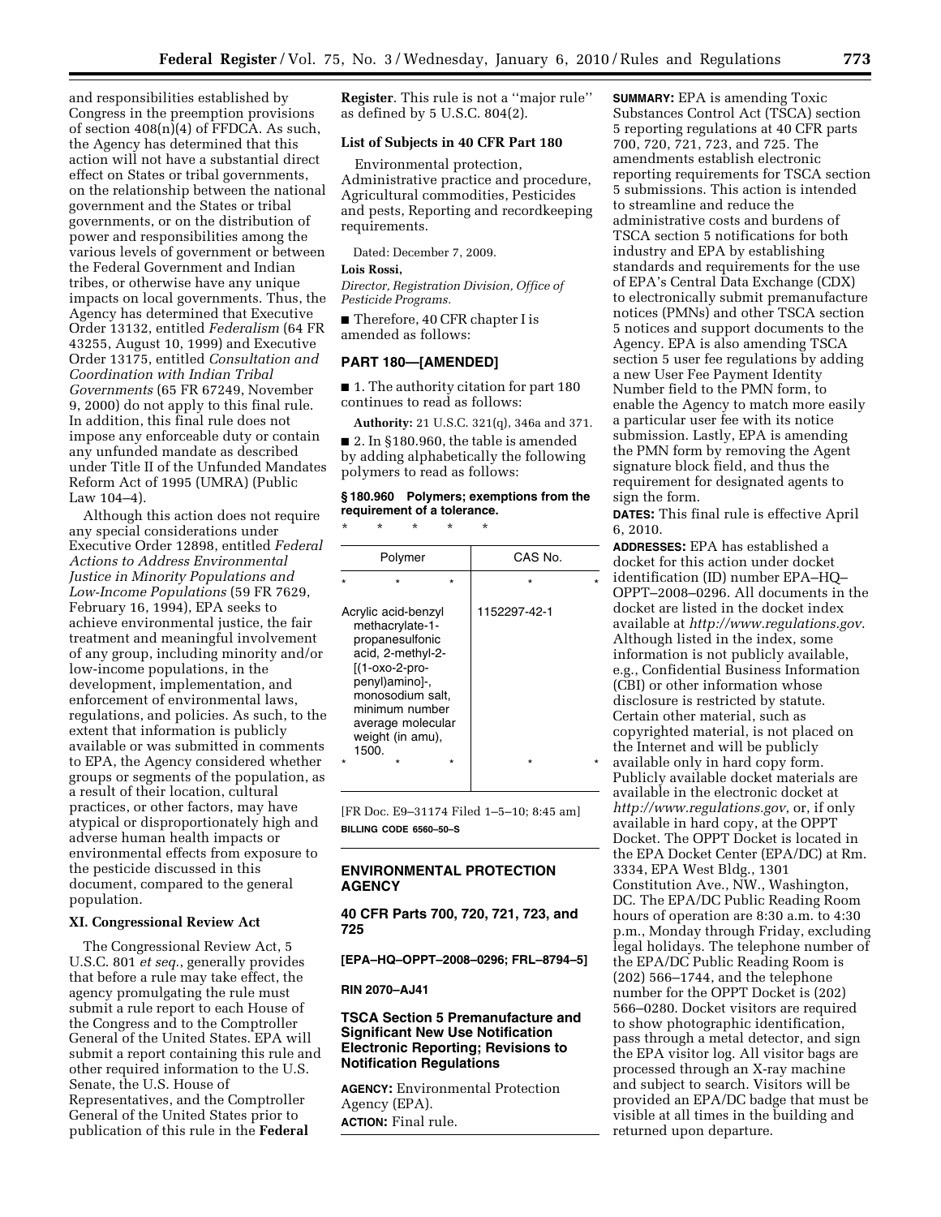and responsibilities established by Congress in the preemption provisions of section 408(n)(4) of FFDCA. As such, the Agency has determined that this action will not have a substantial direct effect on States or tribal governments, on the relationship between the national government and the States or tribal governments, or on the distribution of power and responsibilities among the various levels of government or between the Federal Government and Indian tribes, or otherwise have any unique impacts on local governments. Thus, the Agency has determined that Executive Order 13132, entitled *Federalism* (64 FR 43255, August 10, 1999) and Executive Order 13175, entitled *Consultation and Coordination with Indian Tribal Governments* (65 FR 67249, November 9, 2000) do not apply to this final rule. In addition, this final rule does not impose any enforceable duty or contain any unfunded mandate as described under Title II of the Unfunded Mandates Reform Act of 1995 (UMRA) (Public Law 104–4).

Although this action does not require any special considerations under Executive Order 12898, entitled *Federal Actions to Address Environmental Justice in Minority Populations and Low-Income Populations* (59 FR 7629, February 16, 1994), EPA seeks to achieve environmental justice, the fair treatment and meaningful involvement of any group, including minority and/or low-income populations, in the development, implementation, and enforcement of environmental laws, regulations, and policies. As such, to the extent that information is publicly available or was submitted in comments to EPA, the Agency considered whether groups or segments of the population, as a result of their location, cultural practices, or other factors, may have atypical or disproportionately high and adverse human health impacts or environmental effects from exposure to the pesticide discussed in this document, compared to the general population.

### XI. Congressional Review Act

The Congressional Review Act, 5 U.S.C. 801 *et seq.*, generally provides that before a rule may take effect, the agency promulgating the rule must submit a rule report to each House of the Congress and to the Comptroller General of the United States. EPA will submit a report containing this rule and other required information to the U.S. Senate, the U.S. House of Representatives, and the Comptroller General of the United States prior to publication of this rule in the **Federal Register**. This rule is not a ''major rule'' as defined by 5 U.S.C. 804(2).

### List of Subjects in 40 CFR Part 180

Environmental protection, Administrative practice and procedure, Agricultural commodities, Pesticides and pests, Reporting and recordkeeping requirements.

Dated: December 7, 2009.

**Lois Rossi,**

*Director, Registration Division, Office of Pesticide Programs.*

■ Therefore, 40 CFR chapter I is amended as follows:

## PART 180—[AMENDED]

■ 1. The authority citation for part 180 continues to read as follows:

**Authority:** 21 U.S.C. 321(q), 346a and 371.

■ 2. In §180.960, the table is amended by adding alphabetically the following polymers to read as follows:

**§ 180.960 Polymers; exemptions from the requirement of a tolerance.**

\* \* \* \* \*

| Polymer | CAS No. |
|---|---|
| * * * | * * |
| Acrylic acid-benzyl methacrylate-1-propanesulfonic acid, 2-methyl-2-[(1-oxo-2-propenyl)amino]-, monosodium salt, minimum number average molecular weight (in amu), 1500. | 1152297-42-1 |
| * * * | * * |

[FR Doc. E9–31174 Filed 1–5–10; 8:45 am]

**BILLING CODE 6560–50–S**

---

## ENVIRONMENTAL PROTECTION AGENCY

**40 CFR Parts 700, 720, 721, 723, and 725**

**[EPA–HQ–OPPT–2008–0296; FRL–8794–5]**

**RIN 2070–AJ41**

## TSCA Section 5 Premanufacture and Significant New Use Notification Electronic Reporting; Revisions to Notification Regulations

**AGENCY:** Environmental Protection Agency (EPA).

**ACTION:** Final rule.

**SUMMARY:** EPA is amending Toxic Substances Control Act (TSCA) section 5 reporting regulations at 40 CFR parts 700, 720, 721, 723, and 725. The amendments establish electronic reporting requirements for TSCA section 5 submissions. This action is intended to streamline and reduce the administrative costs and burdens of TSCA section 5 notifications for both industry and EPA by establishing standards and requirements for the use of EPA's Central Data Exchange (CDX) to electronically submit premanufacture notices (PMNs) and other TSCA section 5 notices and support documents to the Agency. EPA is also amending TSCA section 5 user fee regulations by adding a new User Fee Payment Identity Number field to the PMN form, to enable the Agency to match more easily a particular user fee with its notice submission. Lastly, EPA is amending the PMN form by removing the Agent signature block field, and thus the requirement for designated agents to sign the form.

**DATES:** This final rule is effective April 6, 2010.

**ADDRESSES:** EPA has established a docket for this action under docket identification (ID) number EPA–HQ–OPPT–2008–0296. All documents in the docket are listed in the docket index available at *http://www.regulations.gov*. Although listed in the index, some information is not publicly available, e.g., Confidential Business Information (CBI) or other information whose disclosure is restricted by statute. Certain other material, such as copyrighted material, is not placed on the Internet and will be publicly available only in hard copy form. Publicly available docket materials are available in the electronic docket at *http://www.regulations.gov*, or, if only available in hard copy, at the OPPT Docket. The OPPT Docket is located in the EPA Docket Center (EPA/DC) at Rm. 3334, EPA West Bldg., 1301 Constitution Ave., NW., Washington, DC. The EPA/DC Public Reading Room hours of operation are 8:30 a.m. to 4:30 p.m., Monday through Friday, excluding legal holidays. The telephone number of the EPA/DC Public Reading Room is (202) 566–1744, and the telephone number for the OPPT Docket is (202) 566–0280. Docket visitors are required to show photographic identification, pass through a metal detector, and sign the EPA visitor log. All visitor bags are processed through an X-ray machine and subject to search. Visitors will be provided an EPA/DC badge that must be visible at all times in the building and returned upon departure.